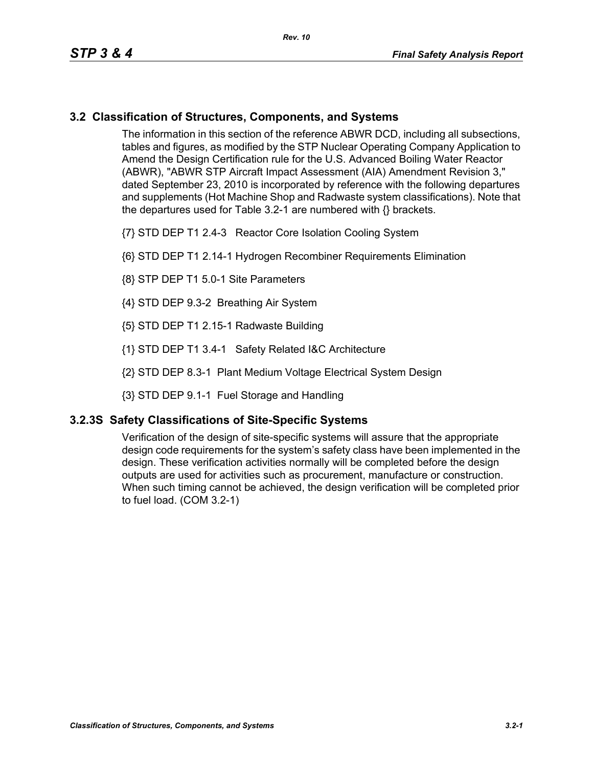## 3.2 Classification of Structures, Components, and Systems

The information in this section of the reference ABWR DCD, including all subsections, tables and figures, as modified by the STP Nuclear Operating Company Application to Amend the Design Certification rule for the U.S. Advanced Boiling Water Reactor (ABWR), "ABWR STP Aircraft Impact Assessment (AIA) Amendment Revision 3," dated September 23, 2010 is incorporated by reference with the following departures and supplements (Hot Machine Shop and Radwaste system classifications). Note that the departures used for Table 3.2-1 are numbered with {} brackets.

{7} STD DEP T1 2.4-3 Reactor Core Isolation Cooling System

{6} STD DEP T1 2.14-1 Hydrogen Recombiner Requirements Elimination

{8} STP DEP T1 5.0-1 Site Parameters

{4} STD DEP 9.3-2 Breathing Air System

{5} STD DEP T1 2.15-1 Radwaste Building

{1} STD DEP T1 3.4-1 Safety Related I&C Architecture

{2} STD DEP 8.3-1 Plant Medium Voltage Electrical System Design

{3} STD DEP 9.1-1 Fuel Storage and Handling

### 3.2.3S Safety Classifications of Site-Specific Systems

Verification of the design of site-specific systems will assure that the appropriate design code requirements for the system's safety class have been implemented in the design. These verification activities normally will be completed before the design outputs are used for activities such as procurement, manufacture or construction. When such timing cannot be achieved, the design verification will be completed prior to fuel load. (COM 3.2-1)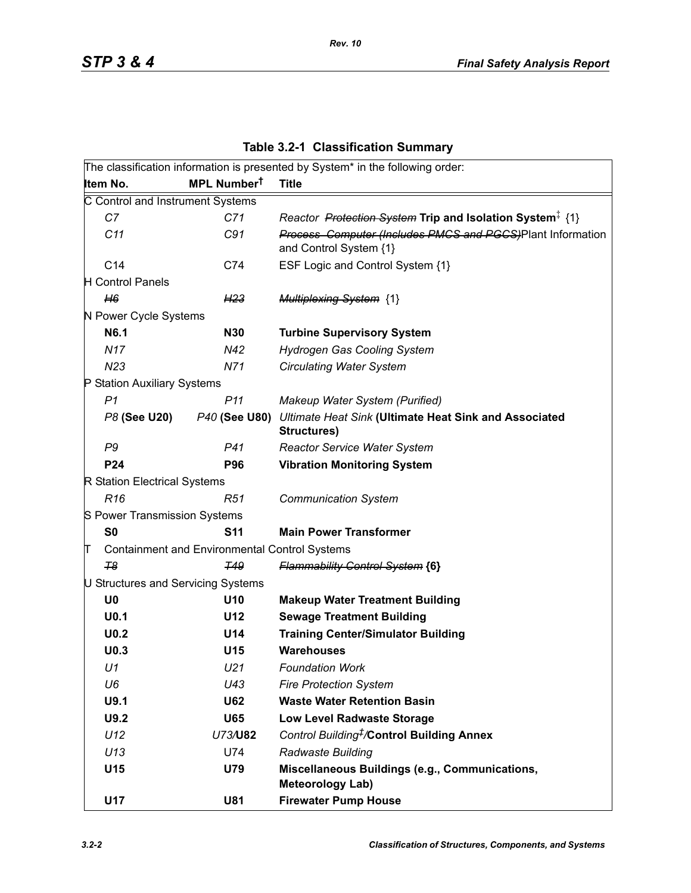**Table 3.2-1 Classification Summary**

| The classification information is presented by System* in the following order: | | |
|---|---|---|
| **Item No.** | **MPL Number†** | **Title** |
| C Control and Instrument Systems | | |
| *C7* | *C71* | *Reactor ~~Protection System~~* **Trip and Isolation System**‡ {1} |
| *C11* | *C91* | *~~Process Computer (Includes PMCS and PGCS)~~*Plant Information and Control System {1} |
| C14 | C74 | ESF Logic and Control System {1} |
| H Control Panels | | |
| *~~H6~~* | *~~H23~~* | *~~Multiplexing System~~* {1} |
| N Power Cycle Systems | | |
| **N6.1** | **N30** | **Turbine Supervisory System** |
| *N17* | *N42* | *Hydrogen Gas Cooling System* |
| *N23* | *N71* | *Circulating Water System* |
| P Station Auxiliary Systems | | |
| *P1* | *P11* | *Makeup Water System (Purified)* |
| *P8* **(See U20)** | *P40* **(See U80)** | *Ultimate Heat Sink* **(Ultimate Heat Sink and Associated Structures)** |
| *P9* | *P41* | *Reactor Service Water System* |
| **P24** | **P96** | **Vibration Monitoring System** |
| R Station Electrical Systems | | |
| *R16* | *R51* | *Communication System* |
| S Power Transmission Systems | | |
| **S0** | **S11** | **Main Power Transformer** |
| T Containment and Environmental Control Systems | | |
| *~~T8~~* | *~~T49~~* | *~~Flammability Control System~~* **{6}** |
| U Structures and Servicing Systems | | |
| **U0** | **U10** | **Makeup Water Treatment Building** |
| **U0.1** | **U12** | **Sewage Treatment Building** |
| **U0.2** | **U14** | **Training Center/Simulator Building** |
| **U0.3** | **U15** | **Warehouses** |
| *U1* | *U21* | *Foundation Work* |
| *U6* | *U43* | *Fire Protection System* |
| **U9.1** | **U62** | **Waste Water Retention Basin** |
| **U9.2** | **U65** | **Low Level Radwaste Storage** |
| *U12* | *U73/*​**U82** | *Control Building‡/*​**Control Building Annex** |
| *U13* | U74 | *Radwaste Building* |
| **U15** | **U79** | **Miscellaneous Buildings (e.g., Communications, Meteorology Lab)** |
| **U17** | **U81** | **Firewater Pump House** |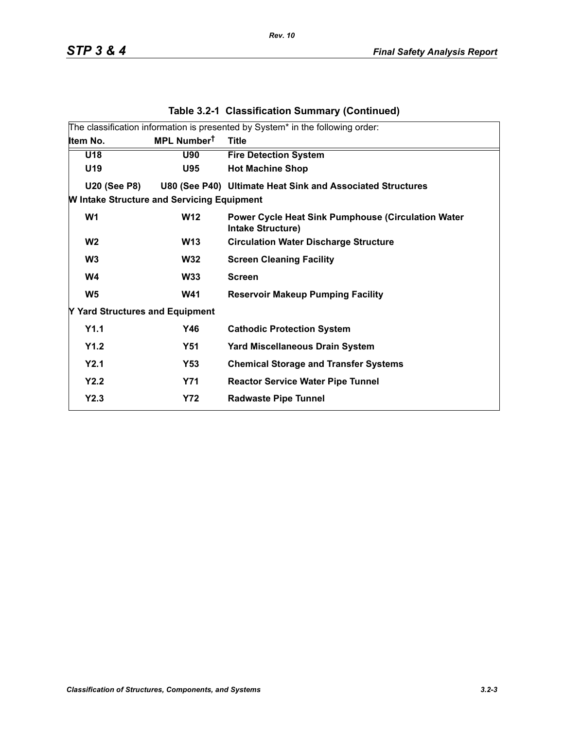**Table 3.2-1 Classification Summary (Continued)**

The classification information is presented by System* in the following order:

| Item No. | MPL Number† | Title |
|---|---|---|
| **U18** | **U90** | **Fire Detection System** |
| **U19** | **U95** | **Hot Machine Shop** |
| **U20 (See P8)** | **U80 (See P40)** | **Ultimate Heat Sink and Associated Structures** |
| **W Intake Structure and Servicing Equipment** | | |
| **W1** | **W12** | **Power Cycle Heat Sink Pumphouse (Circulation Water Intake Structure)** |
| **W2** | **W13** | **Circulation Water Discharge Structure** |
| **W3** | **W32** | **Screen Cleaning Facility** |
| **W4** | **W33** | **Screen** |
| **W5** | **W41** | **Reservoir Makeup Pumping Facility** |
| **Y Yard Structures and Equipment** | | |
| **Y1.1** | **Y46** | **Cathodic Protection System** |
| **Y1.2** | **Y51** | **Yard Miscellaneous Drain System** |
| **Y2.1** | **Y53** | **Chemical Storage and Transfer Systems** |
| **Y2.2** | **Y71** | **Reactor Service Water Pipe Tunnel** |
| **Y2.3** | **Y72** | **Radwaste Pipe Tunnel** |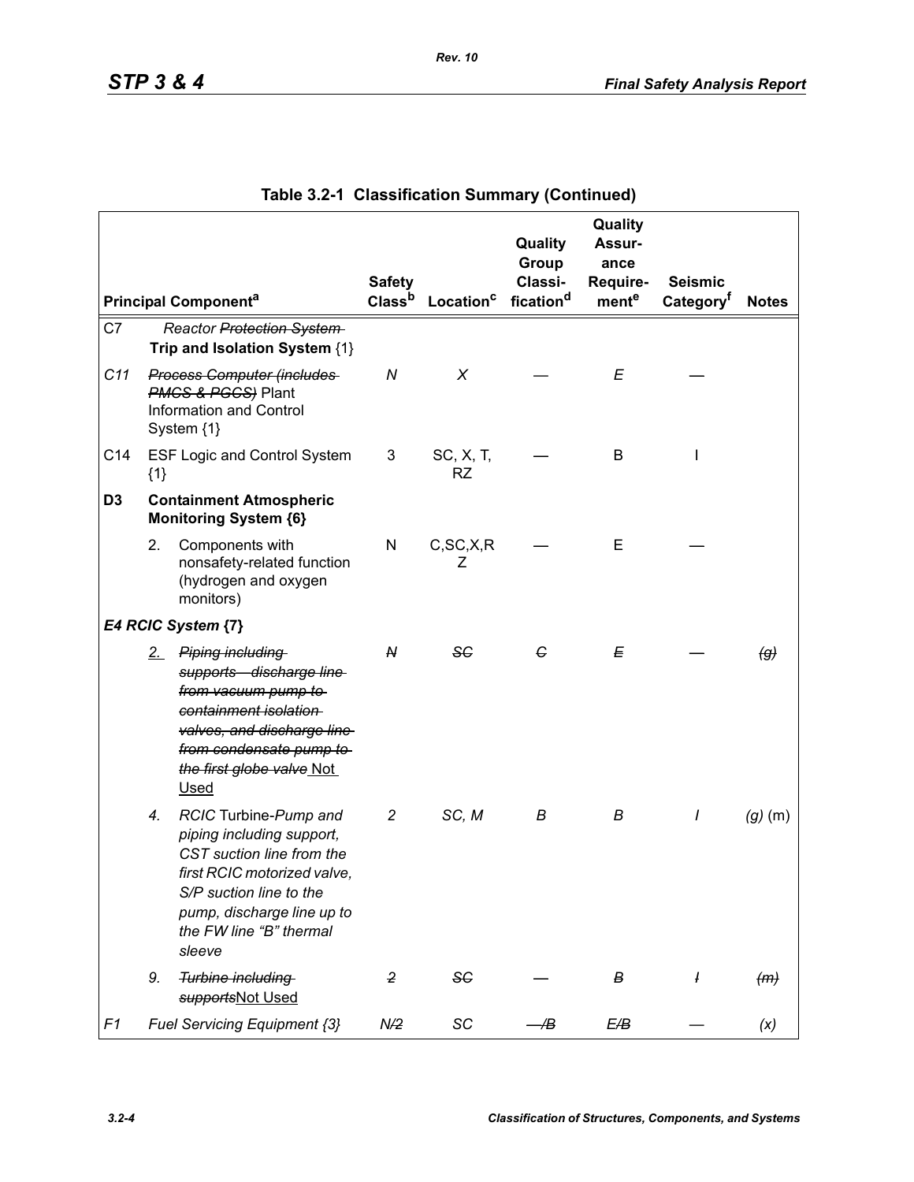Table 3.2-1 Classification Summary (Continued)

| | Principal Component[a] | Safety Class[b] | Location[c] | Quality Group Classification[d] | Quality Assurance Requirement[e] | Seismic Category[f] | Notes |
|---|---|---|---|---|---|---|---|
| C7 | *Reactor* ~~*Protection System*~~ **Trip and Isolation System** {1} | | | | | | |
| *C11* | ~~*Process Computer (includes PMCS & PGCS)*~~ Plant Information and Control System {1} | *N* | *X* | — | *E* | — | |
| C14 | ESF Logic and Control System {1} | 3 | SC, X, T, RZ | — | B | I | |
| **D3** | **Containment Atmospheric Monitoring System {6}** | | | | | | |
| | 2. Components with nonsafety-related function (hydrogen and oxygen monitors) | N | C,SC,X,RZ | — | E | — | |
| | ***E4 RCIC System* {7}** | | | | | | |
| | 2. ~~*Piping including supports—discharge line from vacuum pump to containment isolation valves, and discharge line from condensate pump to the first globe valve*~~ Not Used | ~~*N*~~ | ~~*SC*~~ | ~~*C*~~ | ~~*E*~~ | — | ~~*(g)*~~ |
| | *4. RCIC* Turbine-*Pump and piping including support, CST suction line from the first RCIC motorized valve, S/P suction line to the pump, discharge line up to the FW line "B" thermal sleeve* | *2* | *SC, M* | *B* | *B* | *I* | *(g)* (m) |
| | *9.* ~~*Turbine including supports*~~ Not Used | ~~*2*~~ | ~~*SC*~~ | — | ~~*B*~~ | ~~*I*~~ | ~~*(m)*~~ |
| *F1* | *Fuel Servicing Equipment {3}* | *N/~~2~~* | *SC* | *—/~~B~~* | *E/~~B~~* | — | *(x)* |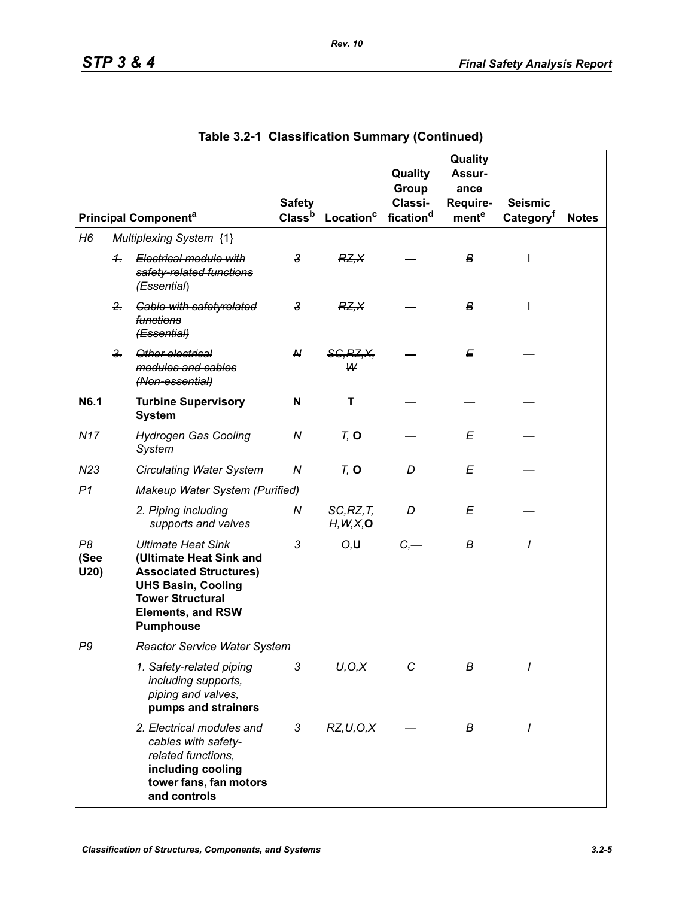## Table 3.2-1 Classification Summary (Continued)

| | | Principal Component[a] | Safety Class[b] | Location[c] | Quality Group Classi-fication[d] | Quality Assur-ance Require-ment[e] | Seismic Category[f] | Notes |
|---|---|---|---|---|---|---|---|---|
| ~~*H6*~~ | | ~~*Multiplexing System*~~ {1} | | | | | | |
| | ~~*1.*~~ | ~~*Electrical module with safety-related functions (Essential*~~) | ~~*3*~~ | ~~*RZ,X*~~ | — | ~~*B*~~ | I | |
| | ~~*2.*~~ | ~~*Cable with safetyrelated functions (Essential)*~~ | ~~*3*~~ | ~~*RZ,X*~~ | — | ~~*B*~~ | I | |
| | ~~*3.*~~ | ~~*Other electrical modules and cables (Non-essential)*~~ | ~~*N*~~ | ~~*SC,RZ,X, W*~~ | — | ~~*E*~~ | — | |
| **N6.1** | | **Turbine Supervisory System** | **N** | **T** | — | — | — | |
| *N17* | | *Hydrogen Gas Cooling System* | *N* | *T,* **O** | — | *E* | — | |
| *N23* | | *Circulating Water System* | *N* | *T,* **O** | *D* | *E* | — | |
| *P1* | | *Makeup Water System (Purified)* | | | | | | |
| | | *2. Piping including supports and valves* | *N* | *SC,RZ,T, H,W,X,***O** | *D* | *E* | — | |
| *P8* **(See U20)** | | *Ultimate Heat Sink* **(Ultimate Heat Sink and Associated Structures) UHS Basin, Cooling Tower Structural Elements, and RSW Pumphouse** | *3* | *O,***U** | *C,—* | *B* | *I* | |
| *P9* | | *Reactor Service Water System* | | | | | | |
| | | *1. Safety-related piping including supports, piping and valves,* **pumps and strainers** | *3* | *U,O,X* | *C* | *B* | *I* | |
| | | *2. Electrical modules and cables with safety-related functions,* **including cooling tower fans, fan motors and controls** | *3* | *RZ,U,O,X* | — | *B* | *I* | |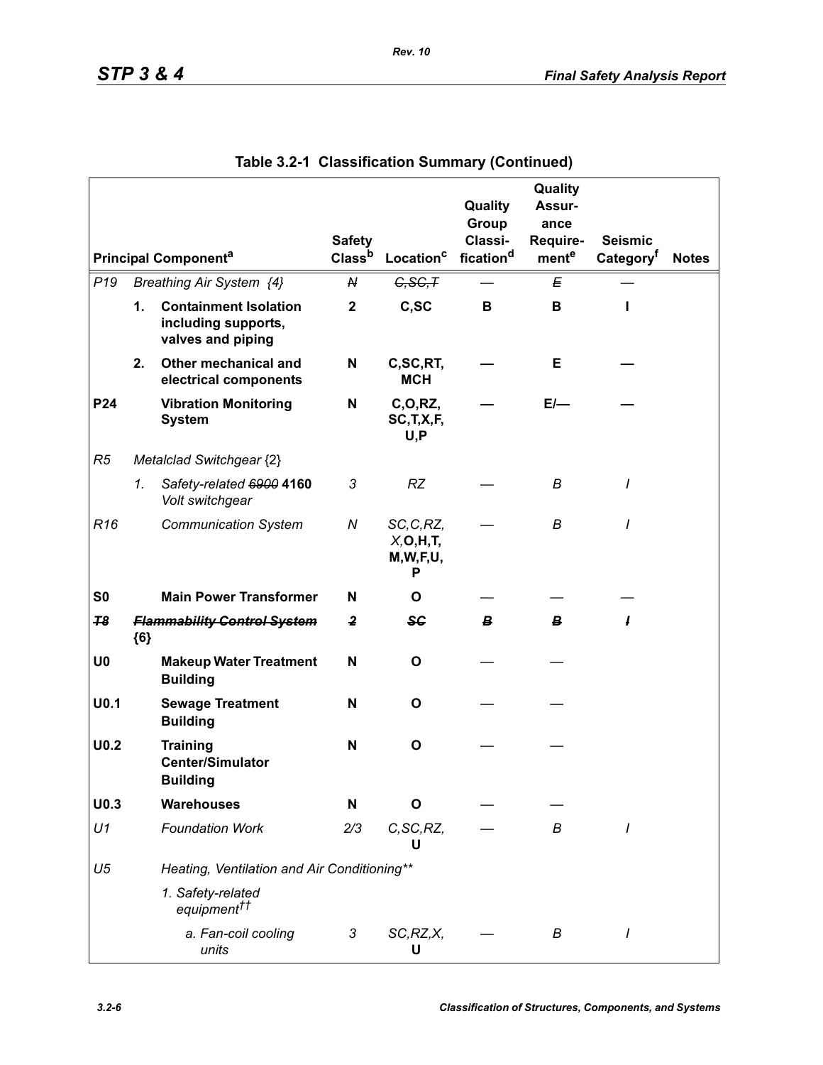## Table 3.2-1 Classification Summary (Continued)

| Principal Component[a] | | | Safety Class[b] | Location[c] | Quality Group Classi-fication[d] | Quality Assur-ance Require-ment[e] | Seismic Category[f] | Notes |
|---|---|---|---|---|---|---|---|---|
| *P19* | *Breathing Air System {4}* | | ~~N~~ | ~~C,SC,T~~ | — | ~~E~~ | — | |
| | **1.** | **Containment Isolation including supports, valves and piping** | **2** | **C,SC** | **B** | **B** | **I** | |
| | **2.** | **Other mechanical and electrical components** | **N** | **C,SC,RT, MCH** | **—** | **E** | **—** | |
| **P24** | | **Vibration Monitoring System** | **N** | **C,O,RZ, SC,T,X,F, U,P** | **—** | **E/—** | **—** | |
| *R5* | *Metalclad Switchgear* {2} | | | | | | | |
| | *1.* | *Safety-related ~~6900~~* **4160** *Volt switchgear* | *3* | *RZ* | — | *B* | *I* | |
| *R16* | | *Communication System* | *N* | *SC,C,RZ, X,***O,H,T, M,W,F,U, P** | — | *B* | *I* | |
| **S0** | | **Main Power Transformer** | **N** | **O** | — | — | — | |
| ~~***T8***~~ | ~~***Flammability Control System***~~ **{6}** | | ~~***2***~~ | ~~***SC***~~ | ~~***B***~~ | ~~***B***~~ | ~~***I***~~ | |
| **U0** | | **Makeup Water Treatment Building** | **N** | **O** | — | — | | |
| **U0.1** | | **Sewage Treatment Building** | **N** | **O** | — | — | | |
| **U0.2** | | **Training Center/Simulator Building** | **N** | **O** | — | — | | |
| **U0.3** | | **Warehouses** | **N** | **O** | — | — | | |
| *U1* | | *Foundation Work* | *2/3* | *C,SC,RZ,* **U** | — | *B* | *I* | |
| *U5* | | *Heating, Ventilation and Air Conditioning\*\** | | | | | | |
| | | *1. Safety-related equipment††* | | | | | | |
| | | *a. Fan-coil cooling units* | *3* | *SC,RZ,X,* **U** | — | *B* | *I* | |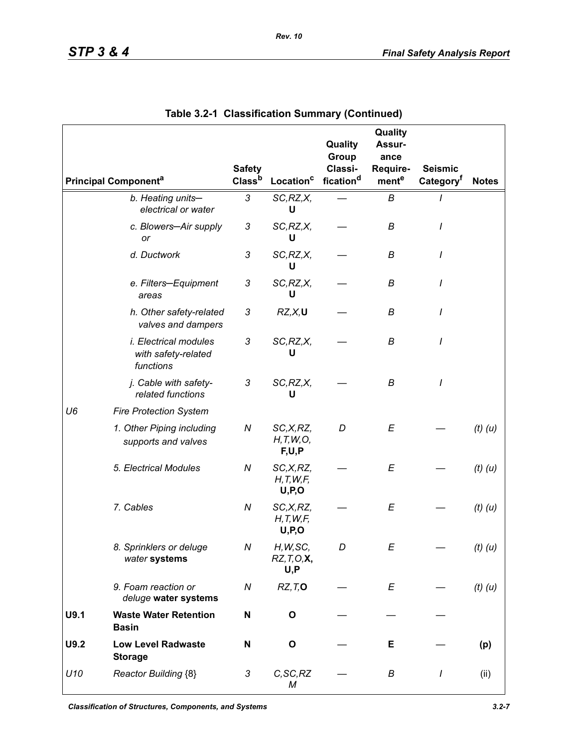Table 3.2-1 Classification Summary (Continued)

| Principal Component[a] | | Safety Class[b] | Location[c] | Quality Group Classification[d] | Quality Assurance Requirement[e] | Seismic Category[f] | Notes |
|---|---|---|---|---|---|---|---|
| | *b. Heating units—electrical or water* | *3* | *SC,RZ,X,* **U** | — | *B* | *I* | |
| | *c. Blowers—Air supply or* | *3* | *SC,RZ,X,* **U** | — | *B* | *I* | |
| | *d. Ductwork* | *3* | *SC,RZ,X,* **U** | — | *B* | *I* | |
| | *e. Filters—Equipment areas* | *3* | *SC,RZ,X,* **U** | — | *B* | *I* | |
| | *h. Other safety-related valves and dampers* | *3* | *RZ,X,* **U** | — | *B* | *I* | |
| | *i. Electrical modules with safety-related functions* | *3* | *SC,RZ,X,* **U** | — | *B* | *I* | |
| | *j. Cable with safety-related functions* | *3* | *SC,RZ,X,* **U** | — | *B* | *I* | |
| *U6* | *Fire Protection System* | | | | | | |
| | *1. Other Piping including supports and valves* | *N* | *SC,X,RZ, H,T,W,O,* **F,U,P** | *D* | *E* | — | *(t) (u)* |
| | *5. Electrical Modules* | *N* | *SC,X,RZ, H,T,W,F,* **U,P,O** | — | *E* | — | *(t) (u)* |
| | *7. Cables* | *N* | *SC,X,RZ, H,T,W,F,* **U,P,O** | — | *E* | — | *(t) (u)* |
| | *8. Sprinklers or deluge water* **systems** | *N* | *H,W,SC, RZ,T,O,* **X, U,P** | *D* | *E* | — | *(t) (u)* |
| | *9. Foam reaction or deluge* **water systems** | *N* | *RZ,T,* **O** | — | *E* | — | *(t) (u)* |
| **U9.1** | **Waste Water Retention Basin** | **N** | **O** | — | — | — | |
| **U9.2** | **Low Level Radwaste Storage** | **N** | **O** | — | **E** | — | **(p)** |
| *U10* | *Reactor Building* {8} | *3* | *C,SC,RZ M* | — | *B* | *I* | (ii) |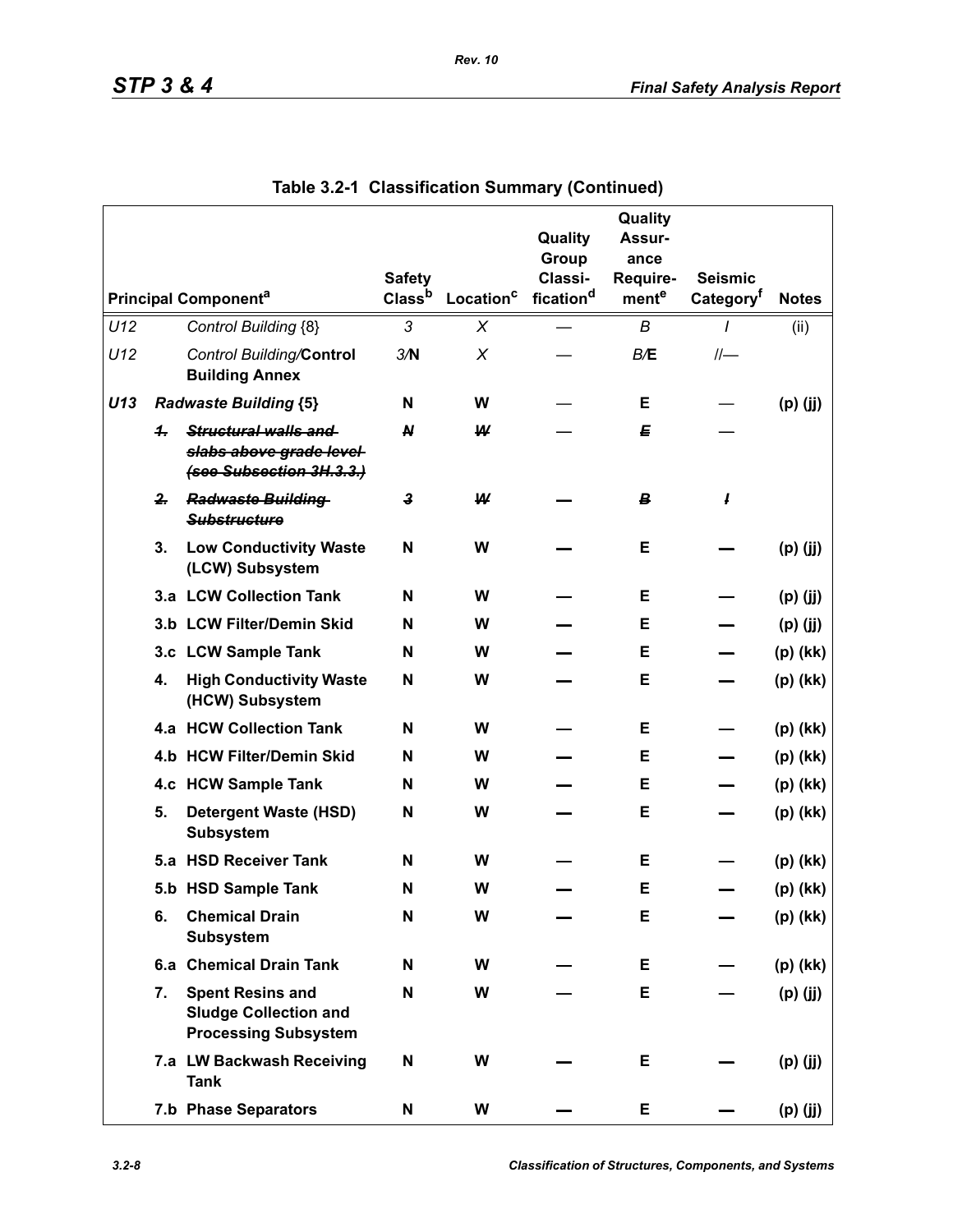## Table 3.2-1 Classification Summary (Continued)

| | | Principal Component[a] | Safety Class[b] | Location[c] | Quality Group Classi-fication[d] | Quality Assur-ance Require-ment[e] | Seismic Category[f] | Notes |
|---|---|---|---|---|---|---|---|---|
| *U12* | | *Control Building {8}* | *3* | *X* | — | *B* | *I* | (ii) |
| *U12* | | *Control Building/***Control Building Annex** | *3/***N** | *X* | — | *B/***E** | *I/*— | |
| ***U13*** | | ***Radwaste Building* {5}** | **N** | **W** | — | **E** | — | **(p) (jj)** |
| | ~~*1.*~~ | ~~*Structural walls and slabs above grade level (see Subsection 3H.3.3.)*~~ | ~~*N*~~ | ~~*W*~~ | — | ~~*E*~~ | — | |
| | ~~*2.*~~ | ~~*Radwaste Building Substructure*~~ | ~~*3*~~ | ~~*W*~~ | — | ~~*B*~~ | ~~*I*~~ | |
| | **3.** | **Low Conductivity Waste (LCW) Subsystem** | **N** | **W** | — | **E** | — | **(p) (jj)** |
| | **3.a** | **LCW Collection Tank** | **N** | **W** | — | **E** | — | **(p) (jj)** |
| | **3.b** | **LCW Filter/Demin Skid** | **N** | **W** | — | **E** | — | **(p) (jj)** |
| | **3.c** | **LCW Sample Tank** | **N** | **W** | — | **E** | — | **(p) (kk)** |
| | **4.** | **High Conductivity Waste (HCW) Subsystem** | **N** | **W** | — | **E** | — | **(p) (kk)** |
| | **4.a** | **HCW Collection Tank** | **N** | **W** | — | **E** | — | **(p) (kk)** |
| | **4.b** | **HCW Filter/Demin Skid** | **N** | **W** | — | **E** | — | **(p) (kk)** |
| | **4.c** | **HCW Sample Tank** | **N** | **W** | — | **E** | — | **(p) (kk)** |
| | **5.** | **Detergent Waste (HSD) Subsystem** | **N** | **W** | — | **E** | — | **(p) (kk)** |
| | **5.a** | **HSD Receiver Tank** | **N** | **W** | — | **E** | — | **(p) (kk)** |
| | **5.b** | **HSD Sample Tank** | **N** | **W** | — | **E** | — | **(p) (kk)** |
| | **6.** | **Chemical Drain Subsystem** | **N** | **W** | — | **E** | — | **(p) (kk)** |
| | **6.a** | **Chemical Drain Tank** | **N** | **W** | — | **E** | — | **(p) (kk)** |
| | **7.** | **Spent Resins and Sludge Collection and Processing Subsystem** | **N** | **W** | — | **E** | — | **(p) (jj)** |
| | **7.a** | **LW Backwash Receiving Tank** | **N** | **W** | — | **E** | — | **(p) (jj)** |
| | **7.b** | **Phase Separators** | **N** | **W** | — | **E** | — | **(p) (jj)** |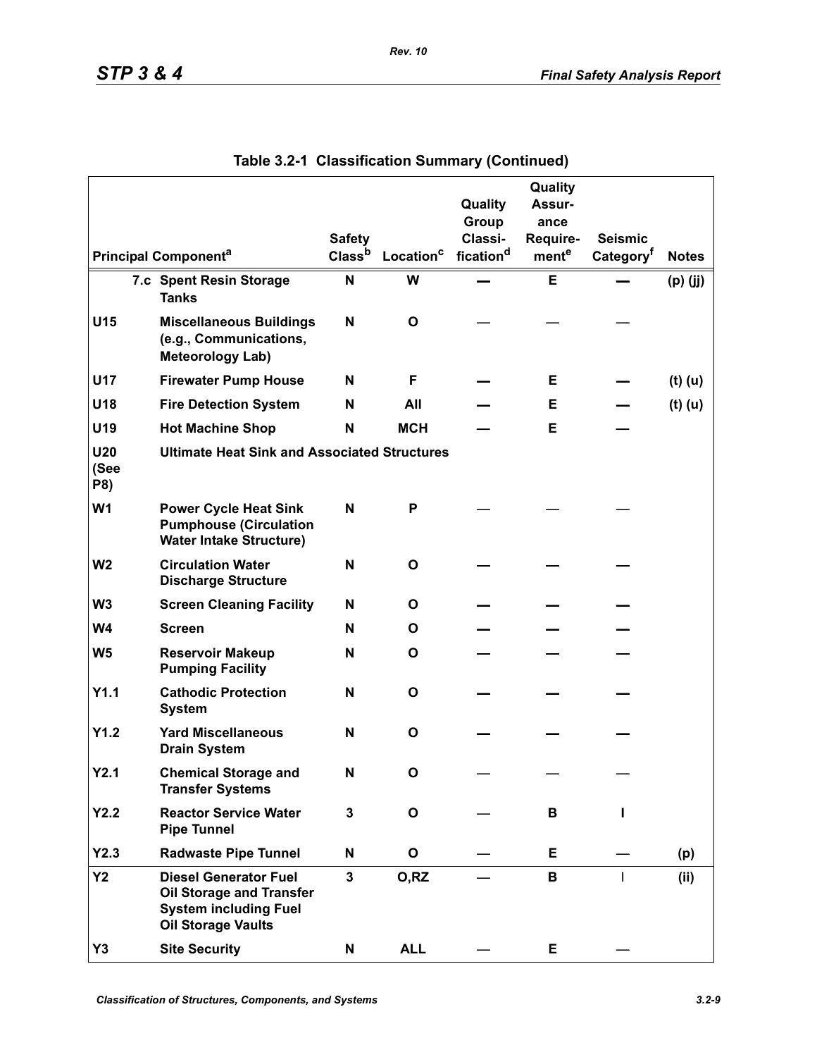## Table 3.2-1 Classification Summary (Continued)

| | Principal Component[a] | Safety Class[b] | Location[c] | Quality Group Classi- fication[d] | Quality Assur- ance Require- ment[e] | Seismic Category[f] | Notes |
|---|---|---|---|---|---|---|---|
| | 7.c Spent Resin Storage Tanks | N | W | — | E | — | (p) (jj) |
| U15 | Miscellaneous Buildings (e.g., Communications, Meteorology Lab) | N | O | — | — | — | |
| U17 | Firewater Pump House | N | F | — | E | — | (t) (u) |
| U18 | Fire Detection System | N | All | — | E | — | (t) (u) |
| U19 | Hot Machine Shop | N | MCH | — | E | — | |
| U20 (See P8) | Ultimate Heat Sink and Associated Structures | | | | | | |
| W1 | Power Cycle Heat Sink Pumphouse (Circulation Water Intake Structure) | N | P | — | — | — | |
| W2 | Circulation Water Discharge Structure | N | O | — | — | — | |
| W3 | Screen Cleaning Facility | N | O | — | — | — | |
| W4 | Screen | N | O | — | — | — | |
| W5 | Reservoir Makeup Pumping Facility | N | O | — | — | — | |
| Y1.1 | Cathodic Protection System | N | O | — | — | — | |
| Y1.2 | Yard Miscellaneous Drain System | N | O | — | — | — | |
| Y2.1 | Chemical Storage and Transfer Systems | N | O | — | — | — | |
| Y2.2 | Reactor Service Water Pipe Tunnel | 3 | O | — | B | I | |
| Y2.3 | Radwaste Pipe Tunnel | N | O | — | E | — | (p) |
| Y2 | Diesel Generator Fuel Oil Storage and Transfer System including Fuel Oil Storage Vaults | 3 | O,RZ | — | B | I | (ii) |
| Y3 | Site Security | N | ALL | — | E | — | |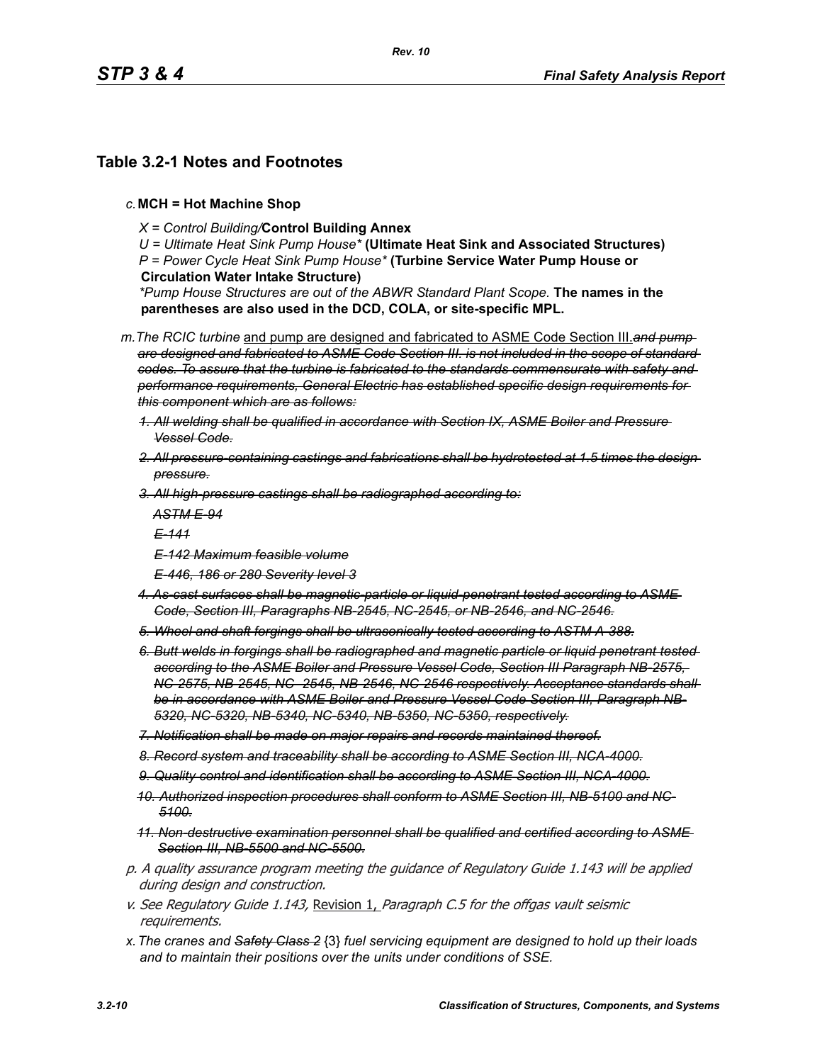## Table 3.2-1 Notes and Footnotes

*c.* **MCH = Hot Machine Shop**

*X = Control Building/***Control Building Annex**
*U = Ultimate Heat Sink Pump House** **(Ultimate Heat Sink and Associated Structures)**
*P = Power Cycle Heat Sink Pump House** **(Turbine Service Water Pump House or Circulation Water Intake Structure)**
**Pump House Structures are out of the ABWR Standard Plant Scope.* **The names in the parentheses are also used in the DCD, COLA, or site-specific MPL.**

*m. The RCIC turbine* <u>and pump are designed and fabricated to ASME Code Section III.</u>~~*and pump are designed and fabricated to ASME Code Section III. is not included in the scope of standard codes. To assure that the turbine is fabricated to the standards commensurate with safety and performance requirements, General Electric has established specific design requirements for this component which are as follows:*~~

1. ~~*All welding shall be qualified in accordance with Section IX, ASME Boiler and Pressure Vessel Code.*~~
2. ~~*All pressure-containing castings and fabrications shall be hydrotested at 1.5 times the design pressure.*~~
3. ~~*All high-pressure castings shall be radiographed according to:*~~

   ~~*ASTM E-94*~~

   ~~*E-141*~~

   ~~*E-142 Maximum feasible volume*~~

   ~~*E-446, 186 or 280 Severity level 3*~~
4. ~~*As-cast surfaces shall be magnetic-particle or liquid-penetrant tested according to ASME Code, Section III, Paragraphs NB-2545, NC-2545, or NB-2546, and NC-2546.*~~
5. ~~*Wheel and shaft forgings shall be ultrasonically tested according to ASTM A-388.*~~
6. ~~*Butt welds in forgings shall be radiographed and magnetic particle or liquid penetrant tested according to the ASME Boiler and Pressure Vessel Code, Section III Paragraph NB-2575, NC-2575, NB-2545, NC- 2545, NB-2546, NC-2546 respectively. Acceptance standards shall be in accordance with ASME Boiler and Pressure Vessel Code Section III, Paragraph NB-5320, NC-5320, NB-5340, NC-5340, NB-5350, NC-5350, respectively.*~~
7. ~~*Notification shall be made on major repairs and records maintained thereof.*~~
8. ~~*Record system and traceability shall be according to ASME Section III, NCA-4000.*~~
9. ~~*Quality control and identification shall be according to ASME Section III, NCA-4000.*~~
10. ~~*Authorized inspection procedures shall conform to ASME Section III, NB-5100 and NC-5100.*~~
11. ~~*Non-destructive examination personnel shall be qualified and certified according to ASME Section III, NB-5500 and NC-5500.*~~

*p. A quality assurance program meeting the guidance of Regulatory Guide 1.143 will be applied during design and construction.*

*v. See Regulatory Guide 1.143,* <u>Revision 1,</u> *Paragraph C.5 for the offgas vault seismic requirements.*

*x. The cranes and* ~~*Safety Class 2*~~ {3} *fuel servicing equipment are designed to hold up their loads and to maintain their positions over the units under conditions of SSE.*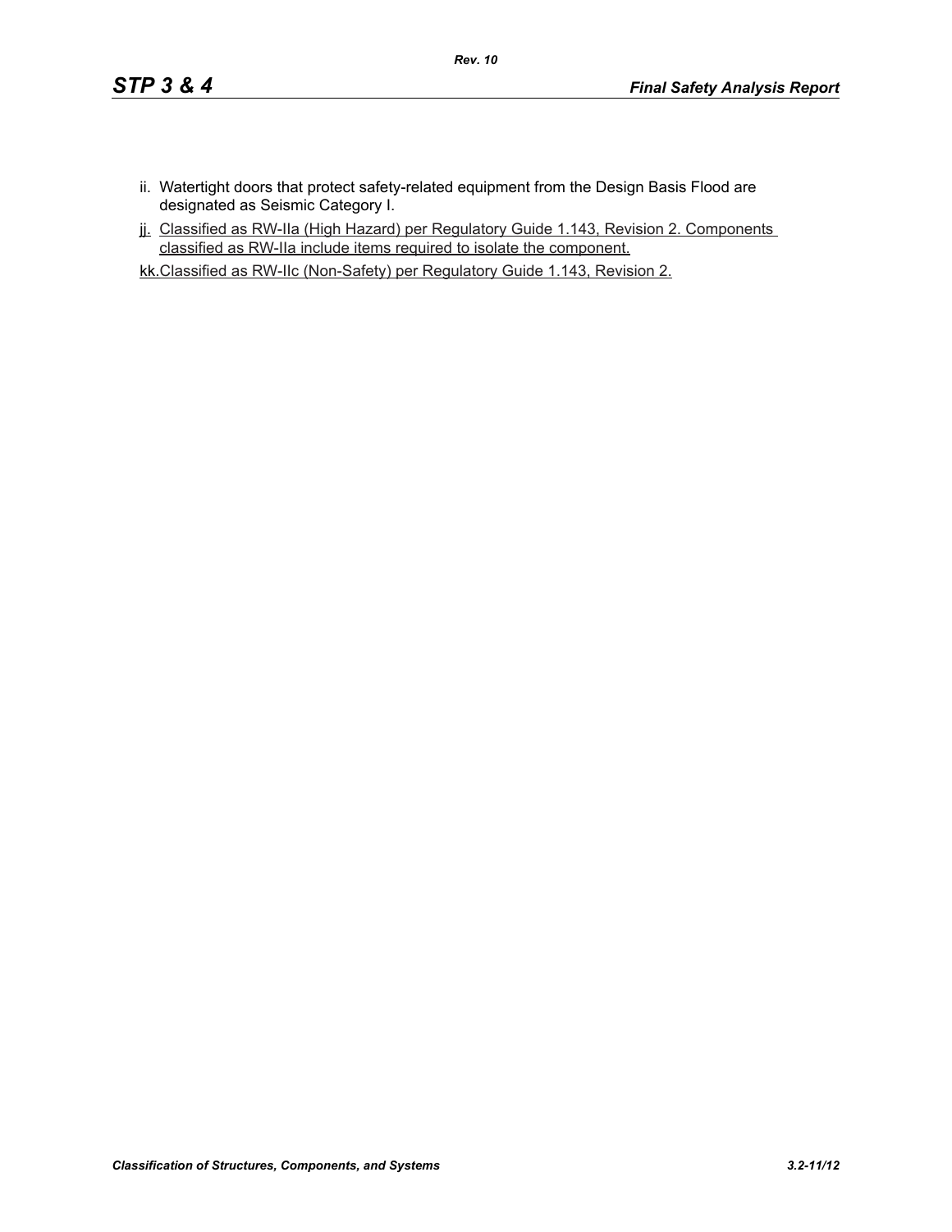ii. Watertight doors that protect safety-related equipment from the Design Basis Flood are designated as Seismic Category I.

jj. Classified as RW-IIa (High Hazard) per Regulatory Guide 1.143, Revision 2. Components classified as RW-IIa include items required to isolate the component.

kk. Classified as RW-IIc (Non-Safety) per Regulatory Guide 1.143, Revision 2.